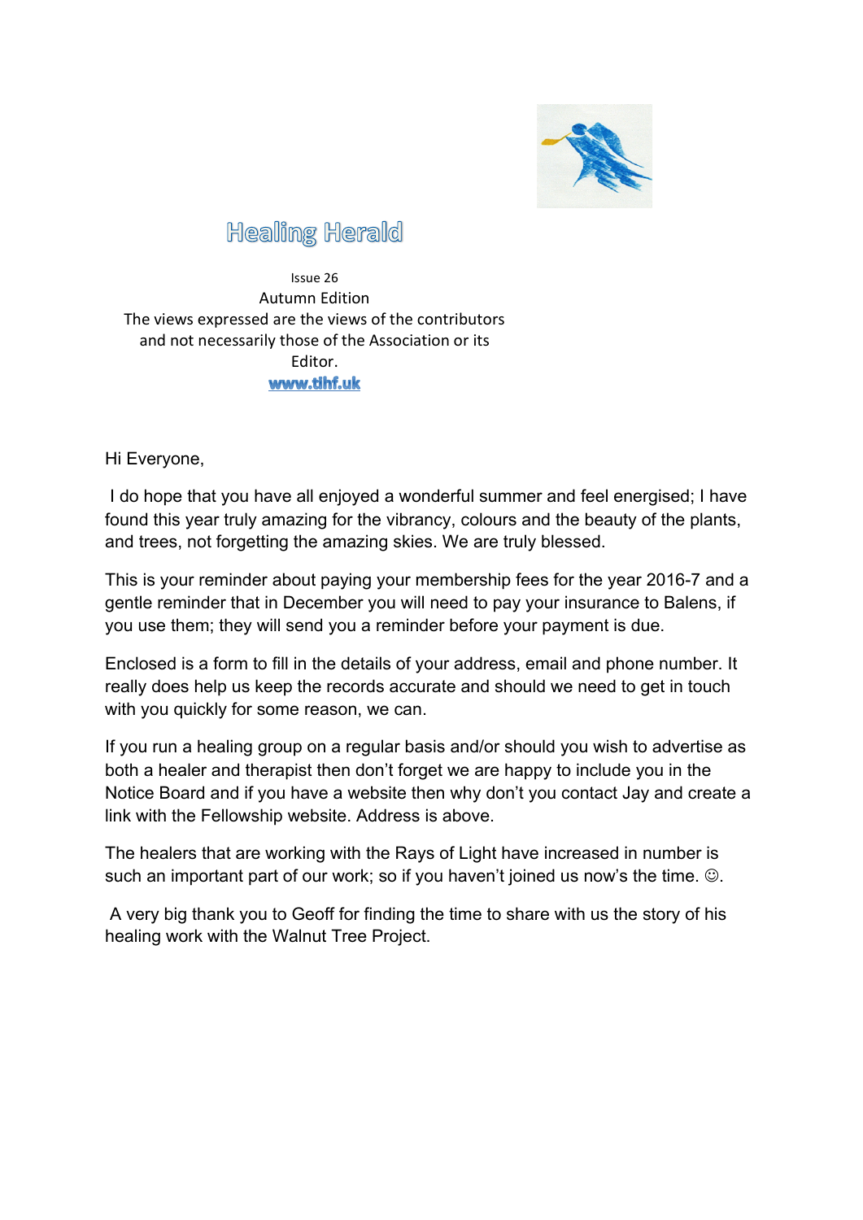# Healing Herald

Issue 26

Autumn Edition

The views expressed are the views of the contributors and not necessarily those of the Association or its Editor.

**www.tlhf.uk**

Hi Everyone,

I do hope that you have all enjoyed a wonderful summer and feel energised; I have found this year truly amazing for the vibrancy, colours and the beauty of the plants, and trees, not forgetting the amazing skies. We are truly blessed.

This is your reminder about paying your membership fees for the year 2016-7 and a gentle reminder that in December you will need to pay your insurance to Balens, if you use them; they will send you a reminder before your payment is due.

Enclosed is a form to fill in the details of your address, email and phone number. It really does help us keep the records accurate and should we need to get in touch with you quickly for some reason, we can.

If you run a healing group on a regular basis and/or should you wish to advertise as both a healer and therapist then don't forget we are happy to include you in the Notice Board and if you have a website then why don't you contact Jay and create a link with the Fellowship website. Address is above.

The healers that are working with the Rays of Light have increased in number is such an important part of our work; so if you haven't joined us now's the time. ☺.

A very big thank you to Geoff for finding the time to share with us the story of his healing work with the Walnut Tree Project.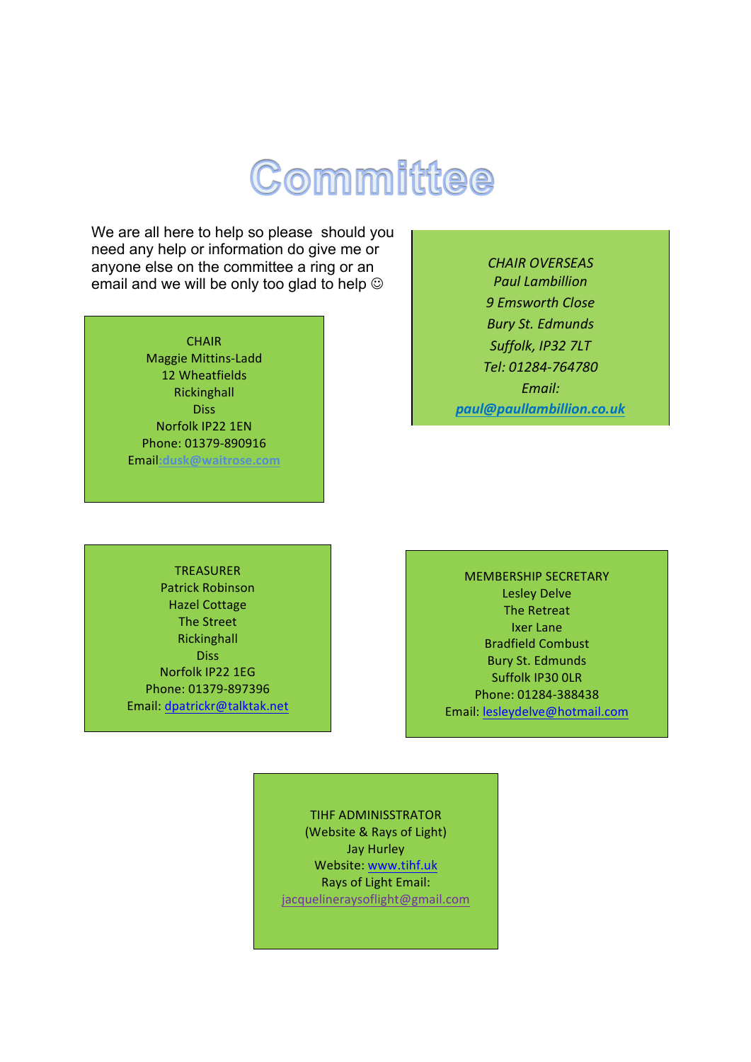# Committee

We are all here to help so please should you need any help or information do give me or anyone else on the committee a ring or an email and we will be only too glad to help ☺

*CHAIR OVERSEAS*
*Paul Lambillion*
*9 Emsworth Close*
*Bury St. Edmunds*
*Suffolk, IP32 7LT*
*Tel: 01284-764780*
*Email:*
***paul@paullambillion.co.uk***

CHAIR
Maggie Mittins-Ladd
12 Wheatfields
Rickinghall
Diss
Norfolk IP22 1EN
Phone: 01379-890916
Email:dusk@waitrose.com

TREASURER
Patrick Robinson
Hazel Cottage
The Street
Rickinghall
Diss
Norfolk IP22 1EG
Phone: 01379-897396
Email: dpatrickr@talktak.net

MEMBERSHIP SECRETARY
Lesley Delve
The Retreat
Ixer Lane
Bradfield Combust
Bury St. Edmunds
Suffolk IP30 0LR
Phone: 01284-388438
Email: lesleydelve@hotmail.com

TIHF ADMINISSTRATOR
(Website & Rays of Light)
Jay Hurley
Website: www.tihf.uk
Rays of Light Email:
jacquelineraysoflight@gmail.com